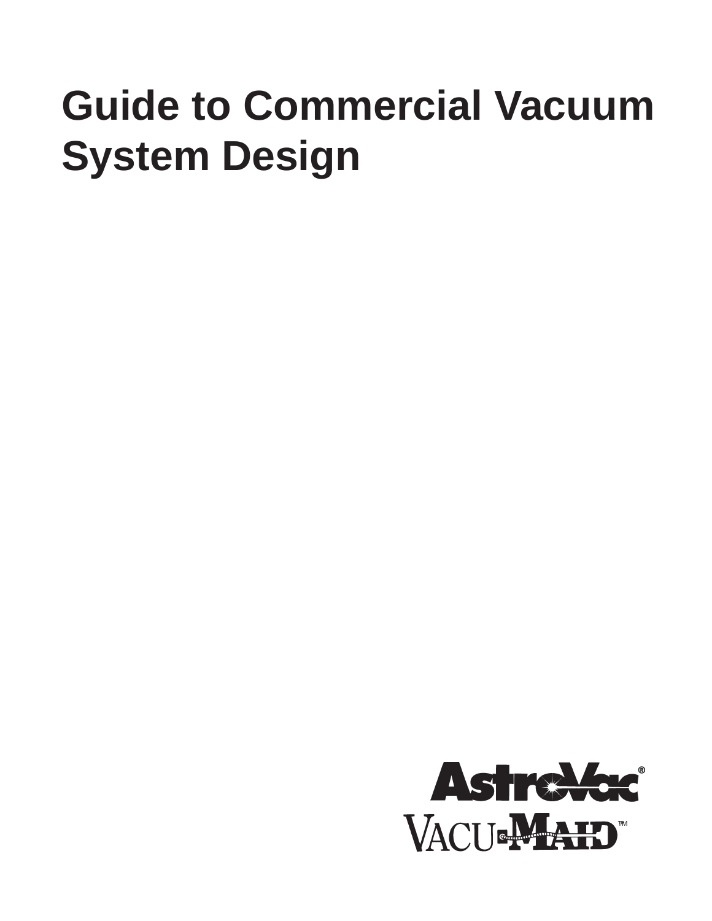# Guide to Commercial Vacuum System Design

AstroVac®

VACU-MAID™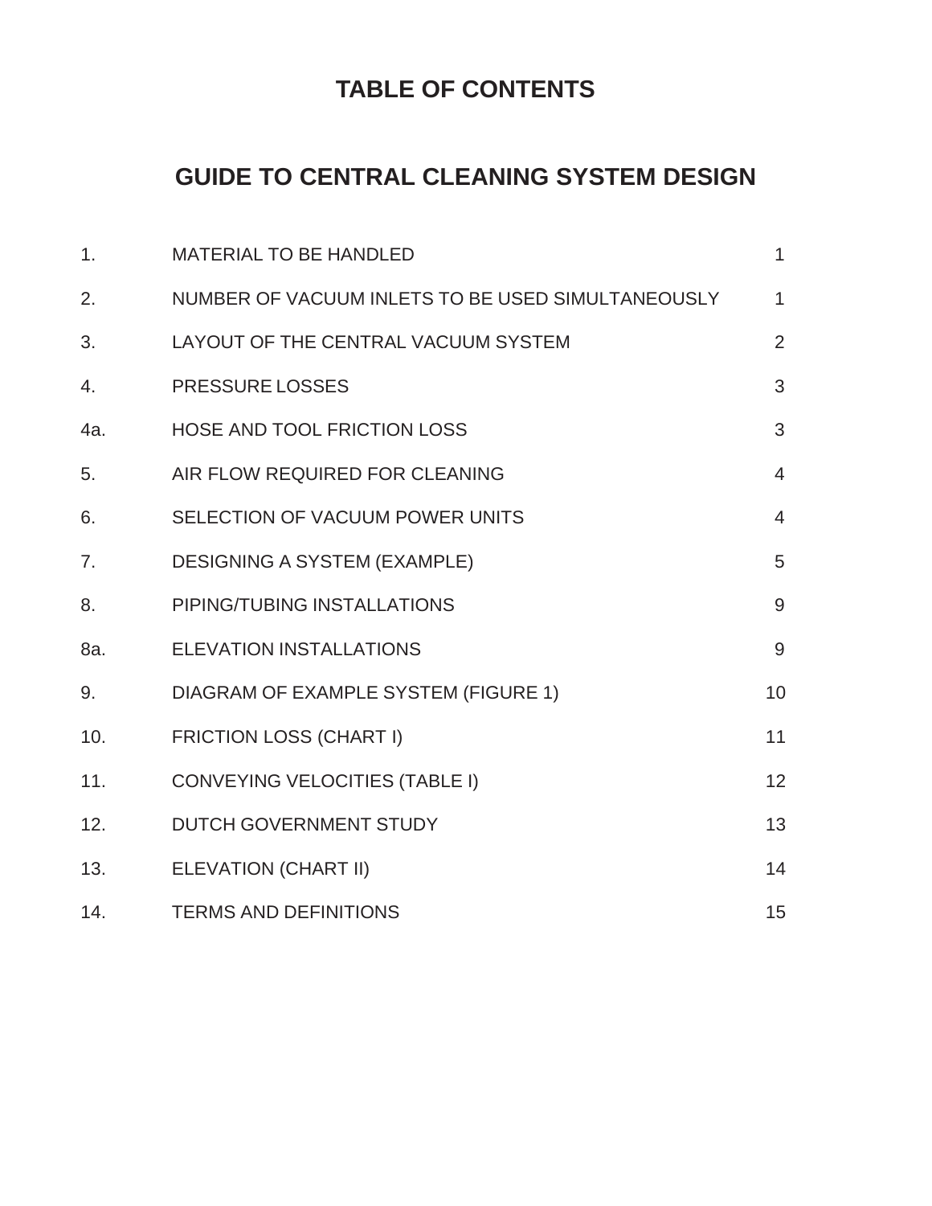# TABLE OF CONTENTS

## GUIDE TO CENTRAL CLEANING SYSTEM DESIGN

| | | |
|---|---|---|
| 1. | MATERIAL TO BE HANDLED | 1 |
| 2. | NUMBER OF VACUUM INLETS TO BE USED SIMULTANEOUSLY | 1 |
| 3. | LAYOUT OF THE CENTRAL VACUUM SYSTEM | 2 |
| 4. | PRESSURE LOSSES | 3 |
| 4a. | HOSE AND TOOL FRICTION LOSS | 3 |
| 5. | AIR FLOW REQUIRED FOR CLEANING | 4 |
| 6. | SELECTION OF VACUUM POWER UNITS | 4 |
| 7. | DESIGNING A SYSTEM (EXAMPLE) | 5 |
| 8. | PIPING/TUBING INSTALLATIONS | 9 |
| 8a. | ELEVATION INSTALLATIONS | 9 |
| 9. | DIAGRAM OF EXAMPLE SYSTEM (FIGURE 1) | 10 |
| 10. | FRICTION LOSS (CHART I) | 11 |
| 11. | CONVEYING VELOCITIES (TABLE I) | 12 |
| 12. | DUTCH GOVERNMENT STUDY | 13 |
| 13. | ELEVATION (CHART II) | 14 |
| 14. | TERMS AND DEFINITIONS | 15 |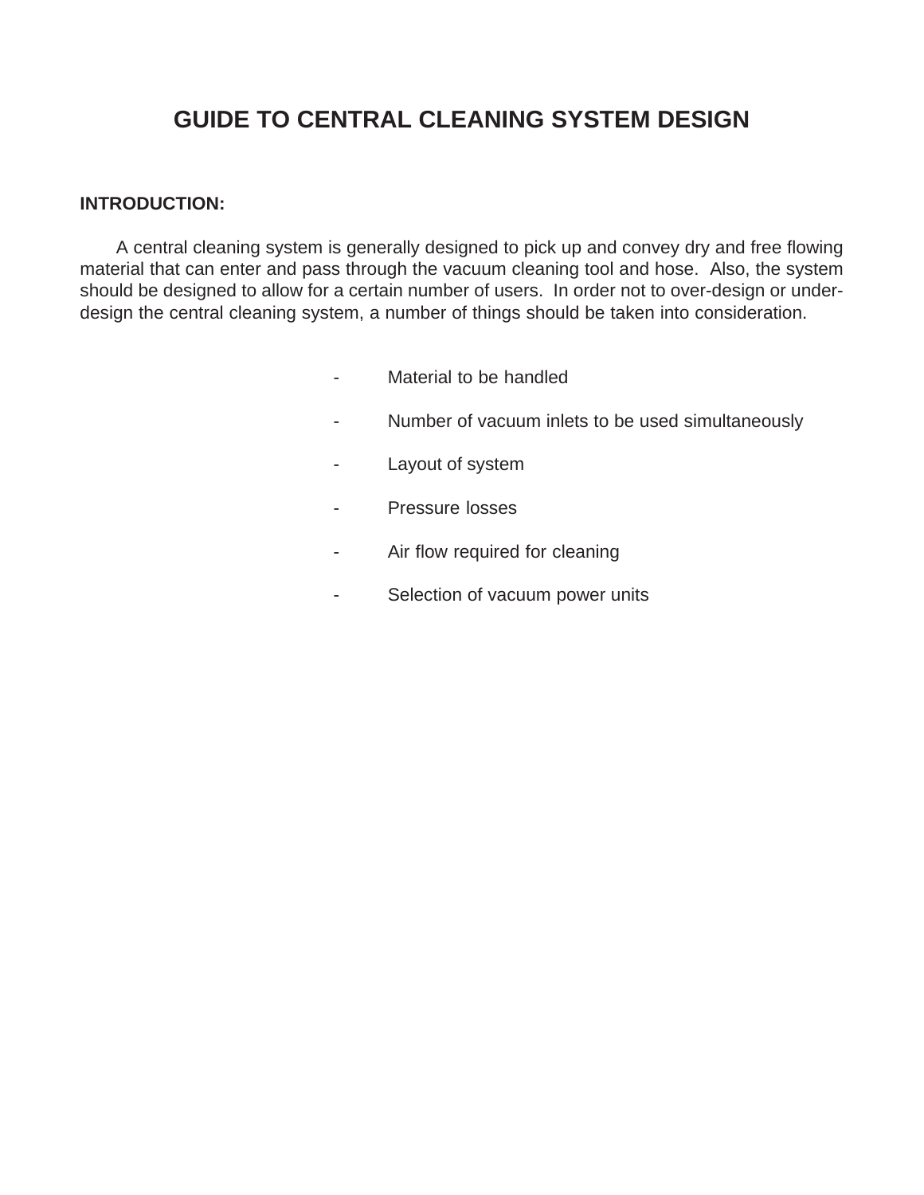# GUIDE TO CENTRAL CLEANING SYSTEM DESIGN

**INTRODUCTION:**

A central cleaning system is generally designed to pick up and convey dry and free flowing material that can enter and pass through the vacuum cleaning tool and hose. Also, the system should be designed to allow for a certain number of users. In order not to over-design or under-design the central cleaning system, a number of things should be taken into consideration.

- Material to be handled
- Number of vacuum inlets to be used simultaneously
- Layout of system
- Pressure losses
- Air flow required for cleaning
- Selection of vacuum power units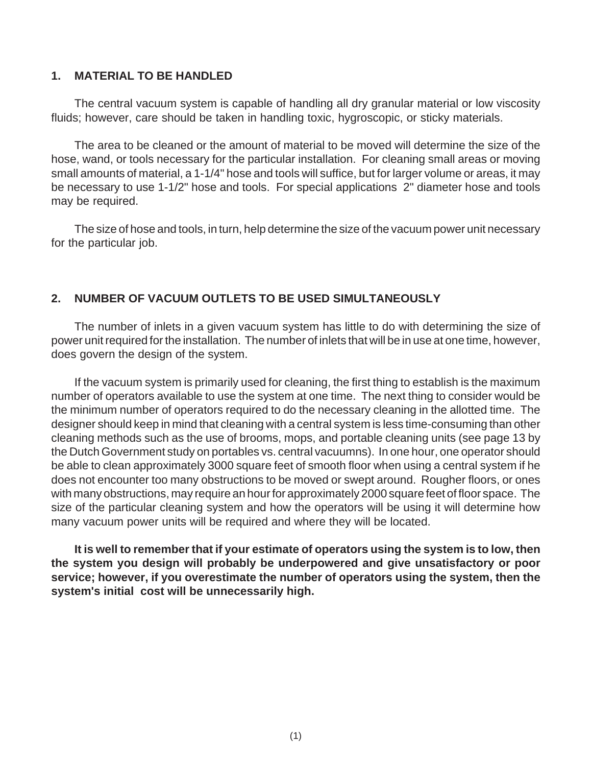## 1. MATERIAL TO BE HANDLED

The central vacuum system is capable of handling all dry granular material or low viscosity fluids; however, care should be taken in handling toxic, hygroscopic, or sticky materials.

The area to be cleaned or the amount of material to be moved will determine the size of the hose, wand, or tools necessary for the particular installation. For cleaning small areas or moving small amounts of material, a 1-1/4" hose and tools will suffice, but for larger volume or areas, it may be necessary to use 1-1/2" hose and tools. For special applications 2" diameter hose and tools may be required.

The size of hose and tools, in turn, help determine the size of the vacuum power unit necessary for the particular job.

## 2. NUMBER OF VACUUM OUTLETS TO BE USED SIMULTANEOUSLY

The number of inlets in a given vacuum system has little to do with determining the size of power unit required for the installation. The number of inlets that will be in use at one time, however, does govern the design of the system.

If the vacuum system is primarily used for cleaning, the first thing to establish is the maximum number of operators available to use the system at one time. The next thing to consider would be the minimum number of operators required to do the necessary cleaning in the allotted time. The designer should keep in mind that cleaning with a central system is less time-consuming than other cleaning methods such as the use of brooms, mops, and portable cleaning units (see page 13 by the Dutch Government study on portables vs. central vacuumns). In one hour, one operator should be able to clean approximately 3000 square feet of smooth floor when using a central system if he does not encounter too many obstructions to be moved or swept around. Rougher floors, or ones with many obstructions, may require an hour for approximately 2000 square feet of floor space. The size of the particular cleaning system and how the operators will be using it will determine how many vacuum power units will be required and where they will be located.

**It is well to remember that if your estimate of operators using the system is to low, then the system you design will probably be underpowered and give unsatisfactory or poor service; however, if you overestimate the number of operators using the system, then the system's initial cost will be unnecessarily high.**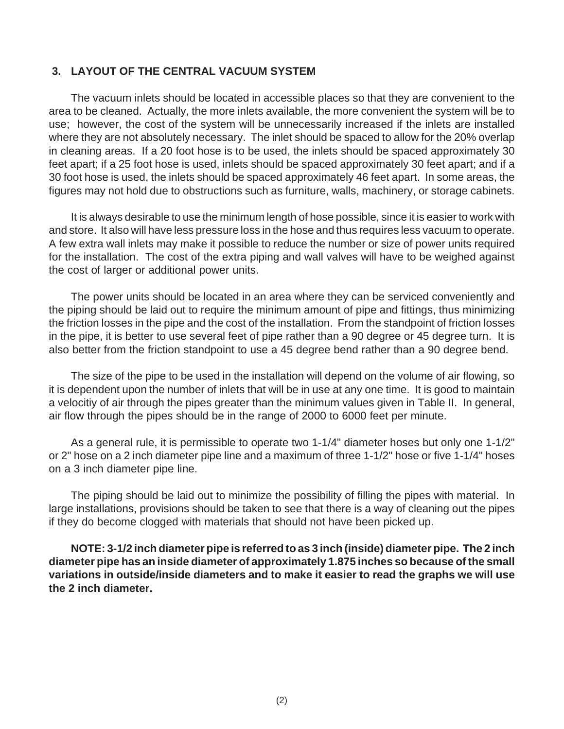## 3. LAYOUT OF THE CENTRAL VACUUM SYSTEM

The vacuum inlets should be located in accessible places so that they are convenient to the area to be cleaned. Actually, the more inlets available, the more convenient the system will be to use; however, the cost of the system will be unnecessarily increased if the inlets are installed where they are not absolutely necessary. The inlet should be spaced to allow for the 20% overlap in cleaning areas. If a 20 foot hose is to be used, the inlets should be spaced approximately 30 feet apart; if a 25 foot hose is used, inlets should be spaced approximately 30 feet apart; and if a 30 foot hose is used, the inlets should be spaced approximately 46 feet apart. In some areas, the figures may not hold due to obstructions such as furniture, walls, machinery, or storage cabinets.

It is always desirable to use the minimum length of hose possible, since it is easier to work with and store. It also will have less pressure loss in the hose and thus requires less vacuum to operate. A few extra wall inlets may make it possible to reduce the number or size of power units required for the installation. The cost of the extra piping and wall valves will have to be weighed against the cost of larger or additional power units.

The power units should be located in an area where they can be serviced conveniently and the piping should be laid out to require the minimum amount of pipe and fittings, thus minimizing the friction losses in the pipe and the cost of the installation. From the standpoint of friction losses in the pipe, it is better to use several feet of pipe rather than a 90 degree or 45 degree turn. It is also better from the friction standpoint to use a 45 degree bend rather than a 90 degree bend.

The size of the pipe to be used in the installation will depend on the volume of air flowing, so it is dependent upon the number of inlets that will be in use at any one time. It is good to maintain a velocitiy of air through the pipes greater than the minimum values given in Table II. In general, air flow through the pipes should be in the range of 2000 to 6000 feet per minute.

As a general rule, it is permissible to operate two 1-1/4" diameter hoses but only one 1-1/2" or 2" hose on a 2 inch diameter pipe line and a maximum of three 1-1/2" hose or five 1-1/4" hoses on a 3 inch diameter pipe line.

The piping should be laid out to minimize the possibility of filling the pipes with material. In large installations, provisions should be taken to see that there is a way of cleaning out the pipes if they do become clogged with materials that should not have been picked up.

**NOTE: 3-1/2 inch diameter pipe is referred to as 3 inch (inside) diameter pipe. The 2 inch diameter pipe has an inside diameter of approximately 1.875 inches so because of the small variations in outside/inside diameters and to make it easier to read the graphs we will use the 2 inch diameter.**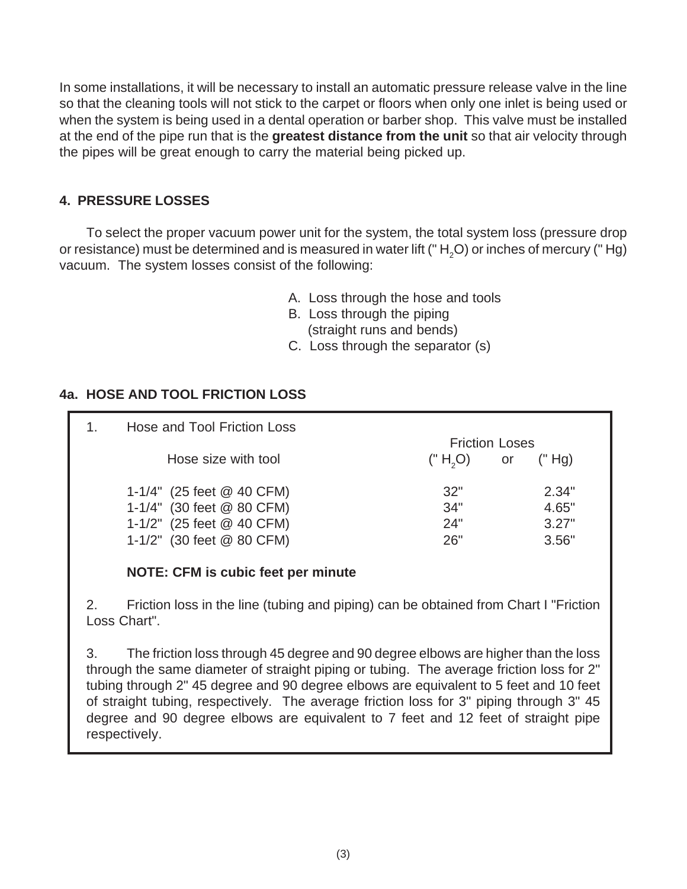In some installations, it will be necessary to install an automatic pressure release valve in the line so that the cleaning tools will not stick to the carpet or floors when only one inlet is being used or when the system is being used in a dental operation or barber shop. This valve must be installed at the end of the pipe run that is the **greatest distance from the unit** so that air velocity through the pipes will be great enough to carry the material being picked up.

## 4. PRESSURE LOSSES

To select the proper vacuum power unit for the system, the total system loss (pressure drop or resistance) must be determined and is measured in water lift (" $H_2O$) or inches of mercury (" Hg) vacuum. The system losses consist of the following:

A. Loss through the hose and tools
B. Loss through the piping (straight runs and bends)
C. Loss through the separator (s)

## 4a. HOSE AND TOOL FRICTION LOSS

1. Hose and Tool Friction Loss

| Hose size with tool | Friction Loses (" $H_2O$) | or | (" Hg) |
|---|---|---|---|
| 1-1/4" (25 feet @ 40 CFM) | 32" | | 2.34" |
| 1-1/4" (30 feet @ 80 CFM) | 34" | | 4.65" |
| 1-1/2" (25 feet @ 40 CFM) | 24" | | 3.27" |
| 1-1/2" (30 feet @ 80 CFM) | 26" | | 3.56" |

**NOTE: CFM is cubic feet per minute**

2. Friction loss in the line (tubing and piping) can be obtained from Chart I "Friction Loss Chart".

3. The friction loss through 45 degree and 90 degree elbows are higher than the loss through the same diameter of straight piping or tubing. The average friction loss for 2" tubing through 2" 45 degree and 90 degree elbows are equivalent to 5 feet and 10 feet of straight tubing, respectively. The average friction loss for 3" piping through 3" 45 degree and 90 degree elbows are equivalent to 7 feet and 12 feet of straight pipe respectively.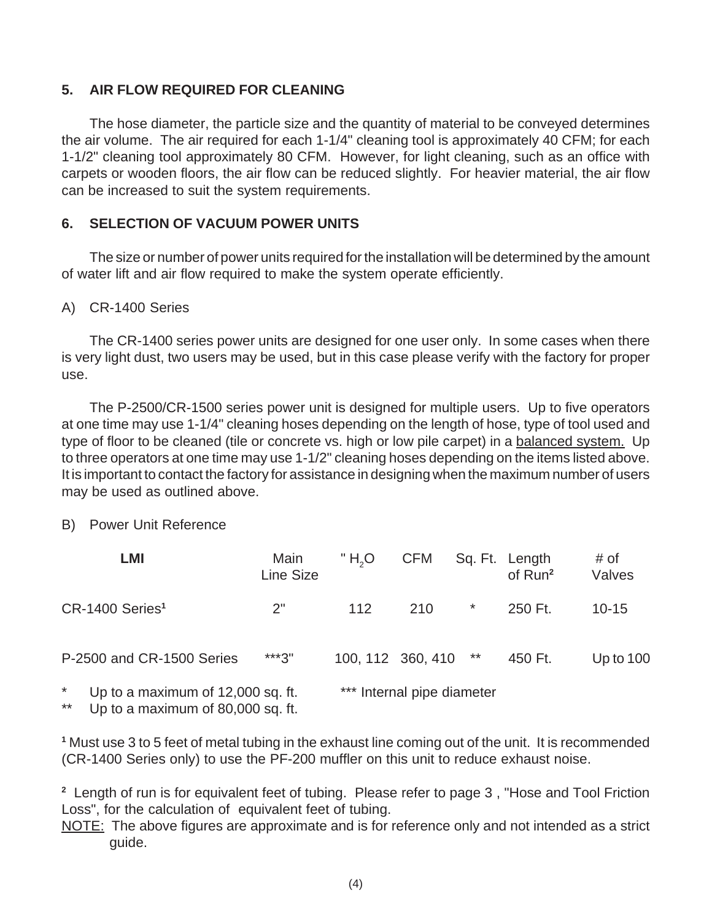## 5. AIR FLOW REQUIRED FOR CLEANING

The hose diameter, the particle size and the quantity of material to be conveyed determines the air volume. The air required for each 1-1/4" cleaning tool is approximately 40 CFM; for each 1-1/2" cleaning tool approximately 80 CFM. However, for light cleaning, such as an office with carpets or wooden floors, the air flow can be reduced slightly. For heavier material, the air flow can be increased to suit the system requirements.

## 6. SELECTION OF VACUUM POWER UNITS

The size or number of power units required for the installation will be determined by the amount of water lift and air flow required to make the system operate efficiently.

A) CR-1400 Series

The CR-1400 series power units are designed for one user only. In some cases when there is very light dust, two users may be used, but in this case please verify with the factory for proper use.

The P-2500/CR-1500 series power unit is designed for multiple users. Up to five operators at one time may use 1-1/4" cleaning hoses depending on the length of hose, type of tool used and type of floor to be cleaned (tile or concrete vs. high or low pile carpet) in a balanced system. Up to three operators at one time may use 1-1/2" cleaning hoses depending on the items listed above. It is important to contact the factory for assistance in designing when the maximum number of users may be used as outlined above.

B) Power Unit Reference

| LMI | Main Line Size | " $H_2O$ | CFM | Sq. Ft. | Length of Run[2] | # of Valves |
|---|---|---|---|---|---|---|
| CR-1400 Series[1] | 2" | 112 | 210 | * | 250 Ft. | 10-15 |
| P-2500 and CR-1500 Series | ***3" | 100, 112 | 360, 410 | ** | 450 Ft. | Up to 100 |

\* Up to a maximum of 12,000 sq. ft.

** Up to a maximum of 80,000 sq. ft.

*** Internal pipe diameter

[1] Must use 3 to 5 feet of metal tubing in the exhaust line coming out of the unit. It is recommended (CR-1400 Series only) to use the PF-200 muffler on this unit to reduce exhaust noise.

[2] Length of run is for equivalent feet of tubing. Please refer to page 3 , "Hose and Tool Friction Loss", for the calculation of equivalent feet of tubing.

NOTE: The above figures are approximate and is for reference only and not intended as a strict guide.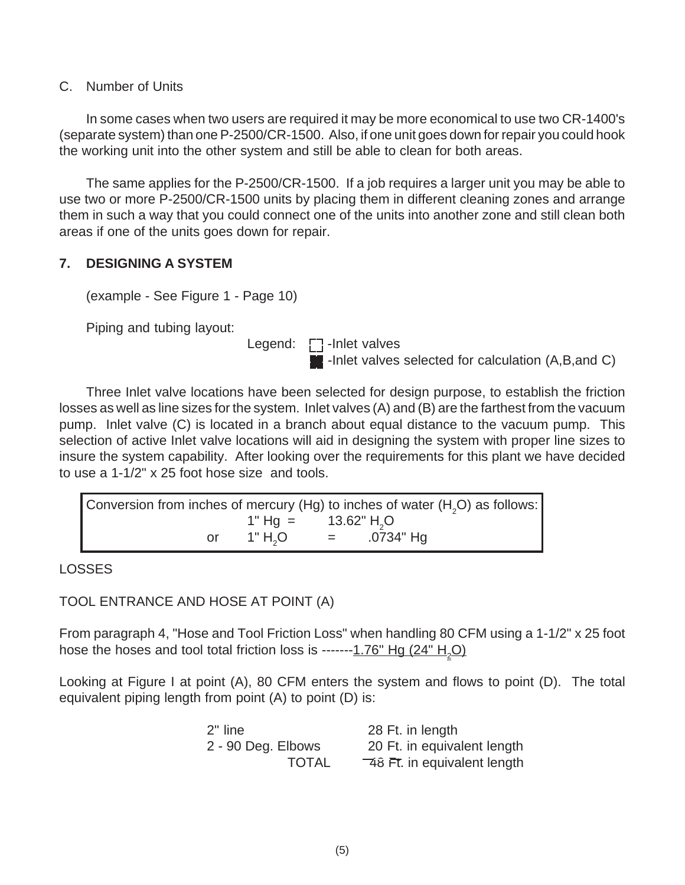C. Number of Units

In some cases when two users are required it may be more economical to use two CR-1400's (separate system) than one P-2500/CR-1500. Also, if one unit goes down for repair you could hook the working unit into the other system and still be able to clean for both areas.

The same applies for the P-2500/CR-1500. If a job requires a larger unit you may be able to use two or more P-2500/CR-1500 units by placing them in different cleaning zones and arrange them in such a way that you could connect one of the units into another zone and still clean both areas if one of the units goes down for repair.

## 7. DESIGNING A SYSTEM

(example - See Figure 1 - Page 10)

Piping and tubing layout:

Legend: ☐ -Inlet valves
■ -Inlet valves selected for calculation (A,B,and C)

Three Inlet valve locations have been selected for design purpose, to establish the friction losses as well as line sizes for the system. Inlet valves (A) and (B) are the farthest from the vacuum pump. Inlet valve (C) is located in a branch about equal distance to the vacuum pump. This selection of active Inlet valve locations will aid in designing the system with proper line sizes to insure the system capability. After looking over the requirements for this plant we have decided to use a 1-1/2" x 25 foot hose size and tools.

> Conversion from inches of mercury (Hg) to inches of water ($H_2O$) as follows:
>
> 1" Hg = 13.62" $H_2O$
>
> or 1" $H_2O$ = .0734" Hg

LOSSES

TOOL ENTRANCE AND HOSE AT POINT (A)

From paragraph 4, "Hose and Tool Friction Loss" when handling 80 CFM using a 1-1/2" x 25 foot hose the hoses and tool total friction loss is -------<u>1.76" Hg (24" $H_2O$)</u>

Looking at Figure I at point (A), 80 CFM enters the system and flows to point (D). The total equivalent piping length from point (A) to point (D) is:

| | |
|---|---|
| 2" line | 28 Ft. in length |
| 2 - 90 Deg. Elbows | 20 Ft. in equivalent length |
| TOTAL | 48 Ft. in equivalent length |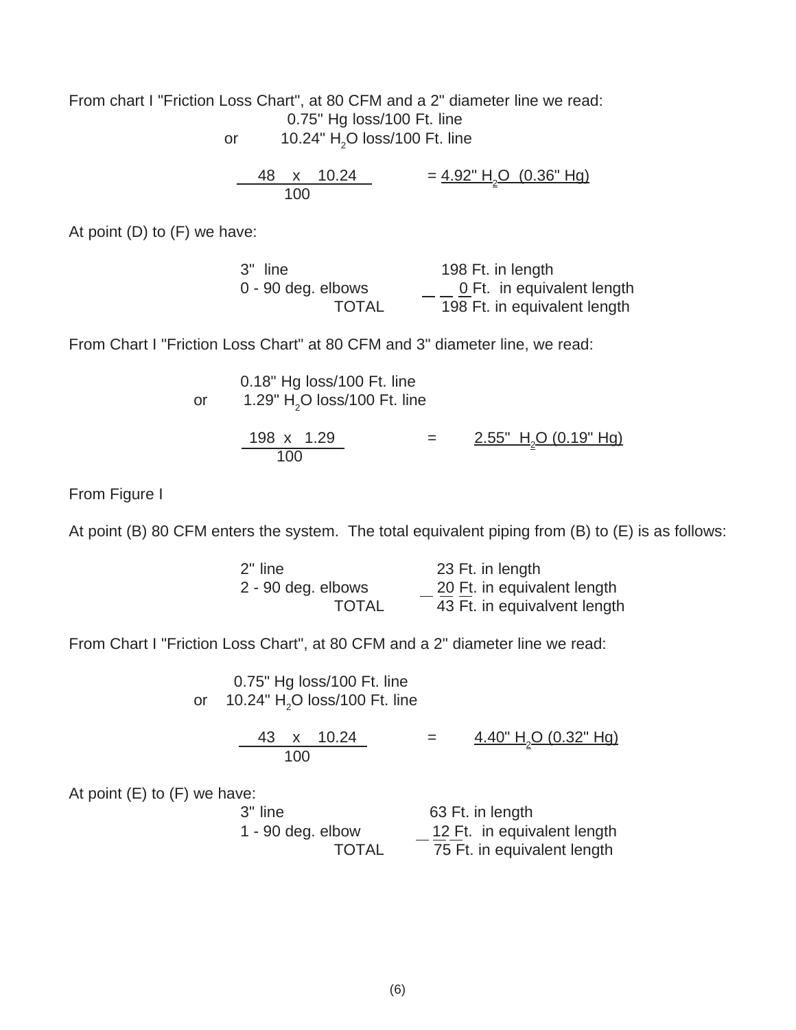From chart I "Friction Loss Chart", at 80 CFM and a 2" diameter line we read:

0.75" Hg loss/100 Ft. line

or 10.24" $H_2O$ loss/100 Ft. line

$$\frac{48 \times 10.24}{100} = \underline{4.92\text{" } H_2O \text{ (0.36" Hg)}}$$

At point (D) to (F) we have:

| | |
|---|---|
| 3" line | 198 Ft. in length |
| 0 - 90 deg. elbows | 0 Ft. in equivalent length |
| TOTAL | 198 Ft. in equivalent length |

From Chart I "Friction Loss Chart" at 80 CFM and 3" diameter line, we read:

0.18" Hg loss/100 Ft. line

or 1.29" $H_2O$ loss/100 Ft. line

$$\frac{198 \times 1.29}{100} = \underline{2.55\text{" } H_2O \text{ (0.19" Hg)}}$$

From Figure I

At point (B) 80 CFM enters the system. The total equivalent piping from (B) to (E) is as follows:

| | |
|---|---|
| 2" line | 23 Ft. in length |
| 2 - 90 deg. elbows | 20 Ft. in equivalent length |
| TOTAL | 43 Ft. in equivalvent length |

From Chart I "Friction Loss Chart", at 80 CFM and a 2" diameter line we read:

0.75" Hg loss/100 Ft. line

or 10.24" $H_2O$ loss/100 Ft. line

$$\frac{43 \times 10.24}{100} = \underline{4.40\text{" } H_2O \text{ (0.32" Hg)}}$$

At point (E) to (F) we have:

| | |
|---|---|
| 3" line | 63 Ft. in length |
| 1 - 90 deg. elbow | 12 Ft. in equivalent length |
| TOTAL | 75 Ft. in equivalent length |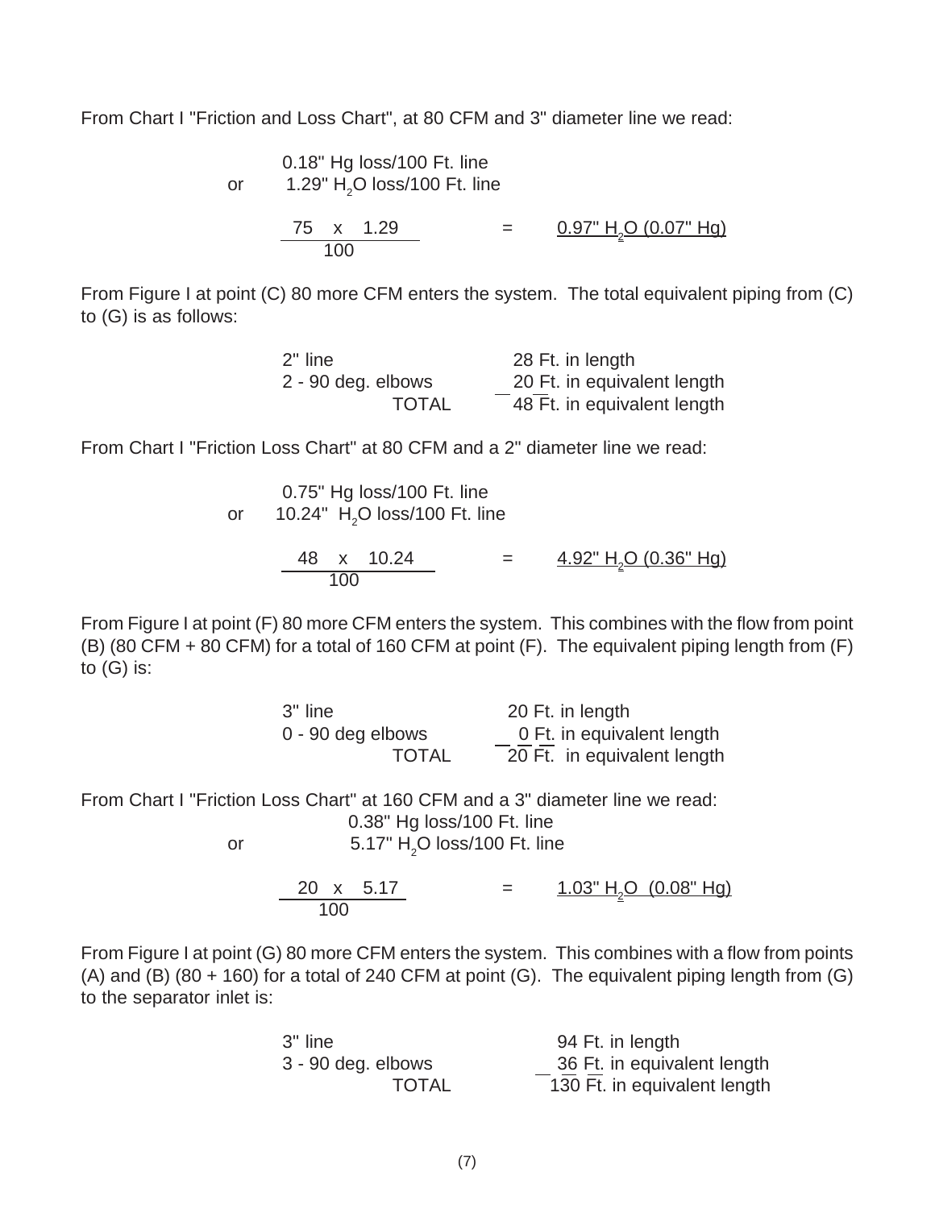From Chart I "Friction and Loss Chart", at 80 CFM and 3" diameter line we read:

0.18" Hg loss/100 Ft. line
or 1.29" $H_2O$ loss/100 Ft. line

$$\frac{75 \times 1.29}{100} = \underline{0.97\text{" } H_2O \text{ (0.07" Hg)}}$$

From Figure I at point (C) 80 more CFM enters the system. The total equivalent piping from (C) to (G) is as follows:

| | |
|---|---|
| 2" line | 28 Ft. in length |
| 2 - 90 deg. elbows | 20 Ft. in equivalent length |
| TOTAL | 48 Ft. in equivalent length |

From Chart I "Friction Loss Chart" at 80 CFM and a 2" diameter line we read:

0.75" Hg loss/100 Ft. line
or 10.24" $H_2O$ loss/100 Ft. line

$$\frac{48 \times 10.24}{100} = \underline{4.92\text{" } H_2O \text{ (0.36" Hg)}}$$

From Figure I at point (F) 80 more CFM enters the system. This combines with the flow from point (B) (80 CFM + 80 CFM) for a total of 160 CFM at point (F). The equivalent piping length from (F) to (G) is:

| | |
|---|---|
| 3" line | 20 Ft. in length |
| 0 - 90 deg elbows | 0 Ft. in equivalent length |
| TOTAL | 20 Ft. in equivalent length |

From Chart I "Friction Loss Chart" at 160 CFM and a 3" diameter line we read:

0.38" Hg loss/100 Ft. line
or 5.17" $H_2O$ loss/100 Ft. line

$$\frac{20 \times 5.17}{100} = \underline{1.03\text{" } H_2O \text{ (0.08" Hg)}}$$

From Figure I at point (G) 80 more CFM enters the system. This combines with a flow from points (A) and (B) (80 + 160) for a total of 240 CFM at point (G). The equivalent piping length from (G) to the separator inlet is:

| | |
|---|---|
| 3" line | 94 Ft. in length |
| 3 - 90 deg. elbows | 36 Ft. in equivalent length |
| TOTAL | 130 Ft. in equivalent length |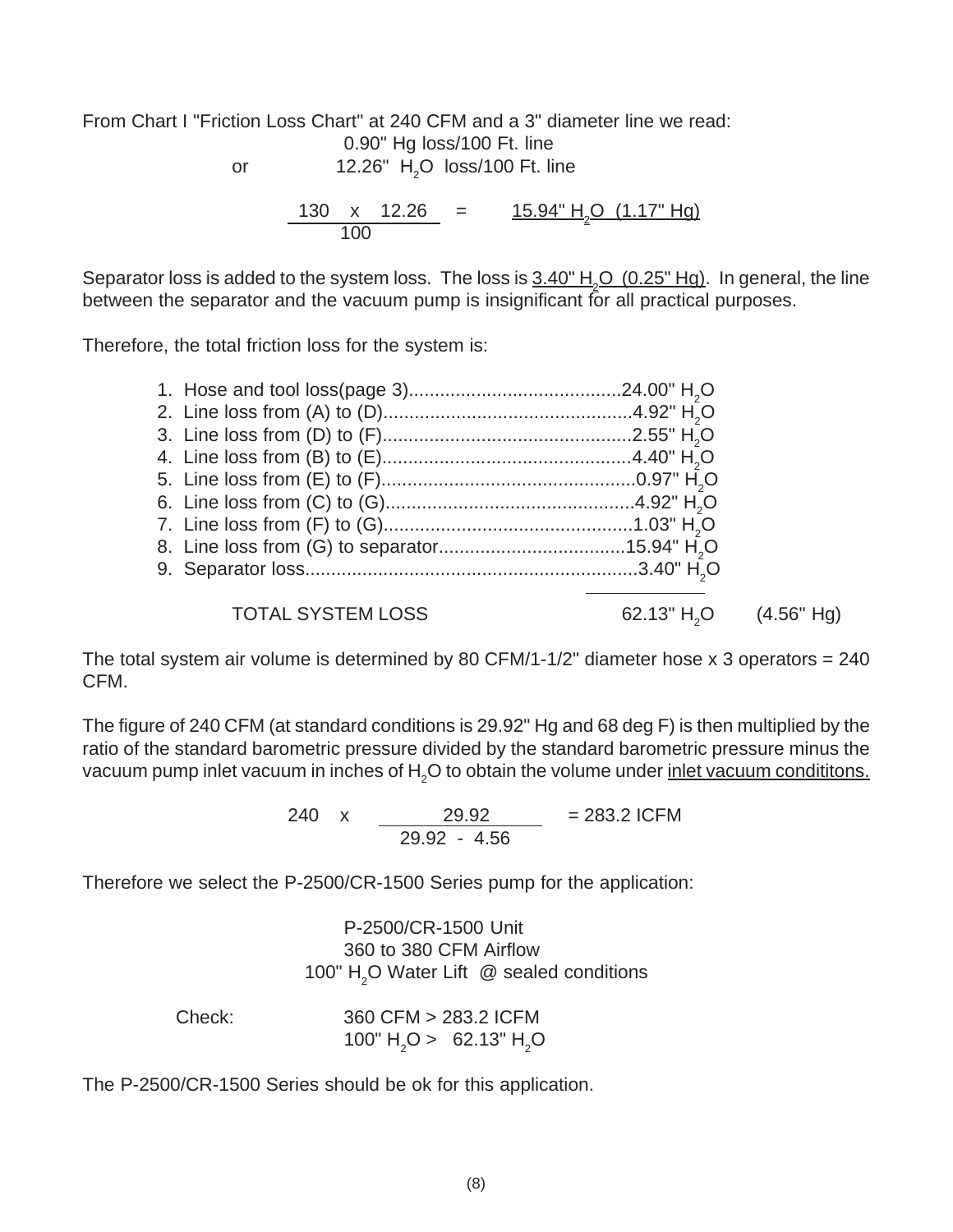From Chart I "Friction Loss Chart" at 240 CFM and a 3" diameter line we read:

0.90" Hg loss/100 Ft. line

or 12.26" $H_2O$ loss/100 Ft. line

$$\frac{130 \times 12.26}{100} = \underline{15.94" \; H_2O \; (1.17" \; Hg)}$$

Separator loss is added to the system loss. The loss is <u>3.40" $H_2O$ (0.25" Hg)</u>. In general, the line between the separator and the vacuum pump is insignificant for all practical purposes.

Therefore, the total friction loss for the system is:

1. Hose and tool loss(page 3).........................................24.00" $H_2O$
2. Line loss from (A) to (D)................................................4.92" $H_2O$
3. Line loss from (D) to (F)................................................2.55" $H_2O$
4. Line loss from (B) to (E)................................................4.40" $H_2O$
5. Line loss from (E) to (F)................................................0.97" $H_2O$
6. Line loss from (C) to (G)................................................4.92" $H_2O$
7. Line loss from (F) to (G)................................................1.03" $H_2O$
8. Line loss from (G) to separator....................................15.94" $H_2O$
9. Separator loss................................................................3.40" $H_2O$

TOTAL SYSTEM LOSS 62.13" $H_2O$ (4.56" Hg)

The total system air volume is determined by 80 CFM/1-1/2" diameter hose x 3 operators = 240 CFM.

The figure of 240 CFM (at standard conditions is 29.92" Hg and 68 deg F) is then multiplied by the ratio of the standard barometric pressure divided by the standard barometric pressure minus the vacuum pump inlet vacuum in inches of $H_2O$ to obtain the volume under <u>inlet vacuum condititons.</u>

$$240 \times \frac{29.92}{29.92 - 4.56} = 283.2 \text{ ICFM}$$

Therefore we select the P-2500/CR-1500 Series pump for the application:

P-2500/CR-1500 Unit
360 to 380 CFM Airflow
100" $H_2O$ Water Lift @ sealed conditions

Check:
360 CFM > 283.2 ICFM
100" $H_2O$ > 62.13" $H_2O$

The P-2500/CR-1500 Series should be ok for this application.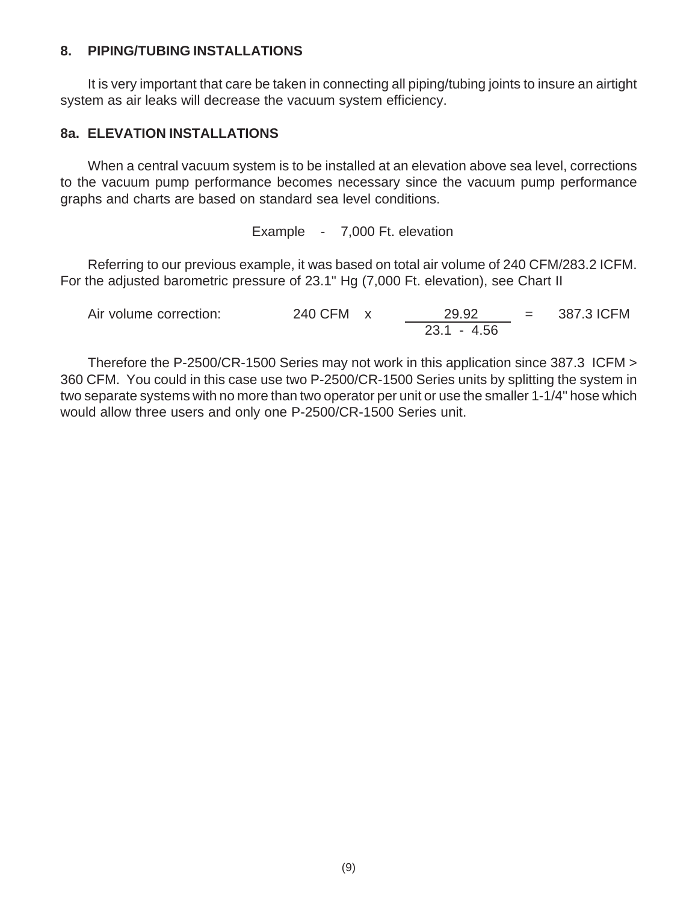## 8. PIPING/TUBING INSTALLATIONS

It is very important that care be taken in connecting all piping/tubing joints to insure an airtight system as air leaks will decrease the vacuum system efficiency.

## 8a. ELEVATION INSTALLATIONS

When a central vacuum system is to be installed at an elevation above sea level, corrections to the vacuum pump performance becomes necessary since the vacuum pump performance graphs and charts are based on standard sea level conditions.

Example - 7,000 Ft. elevation

Referring to our previous example, it was based on total air volume of 240 CFM/283.2 ICFM. For the adjusted barometric pressure of 23.1" Hg (7,000 Ft. elevation), see Chart II

Air volume correction: $$240 \text{ CFM} \times \frac{29.92}{23.1 - 4.56} = 387.3 \text{ ICFM}$$

Therefore the P-2500/CR-1500 Series may not work in this application since 387.3 ICFM > 360 CFM. You could in this case use two P-2500/CR-1500 Series units by splitting the system in two separate systems with no more than two operator per unit or use the smaller 1-1/4" hose which would allow three users and only one P-2500/CR-1500 Series unit.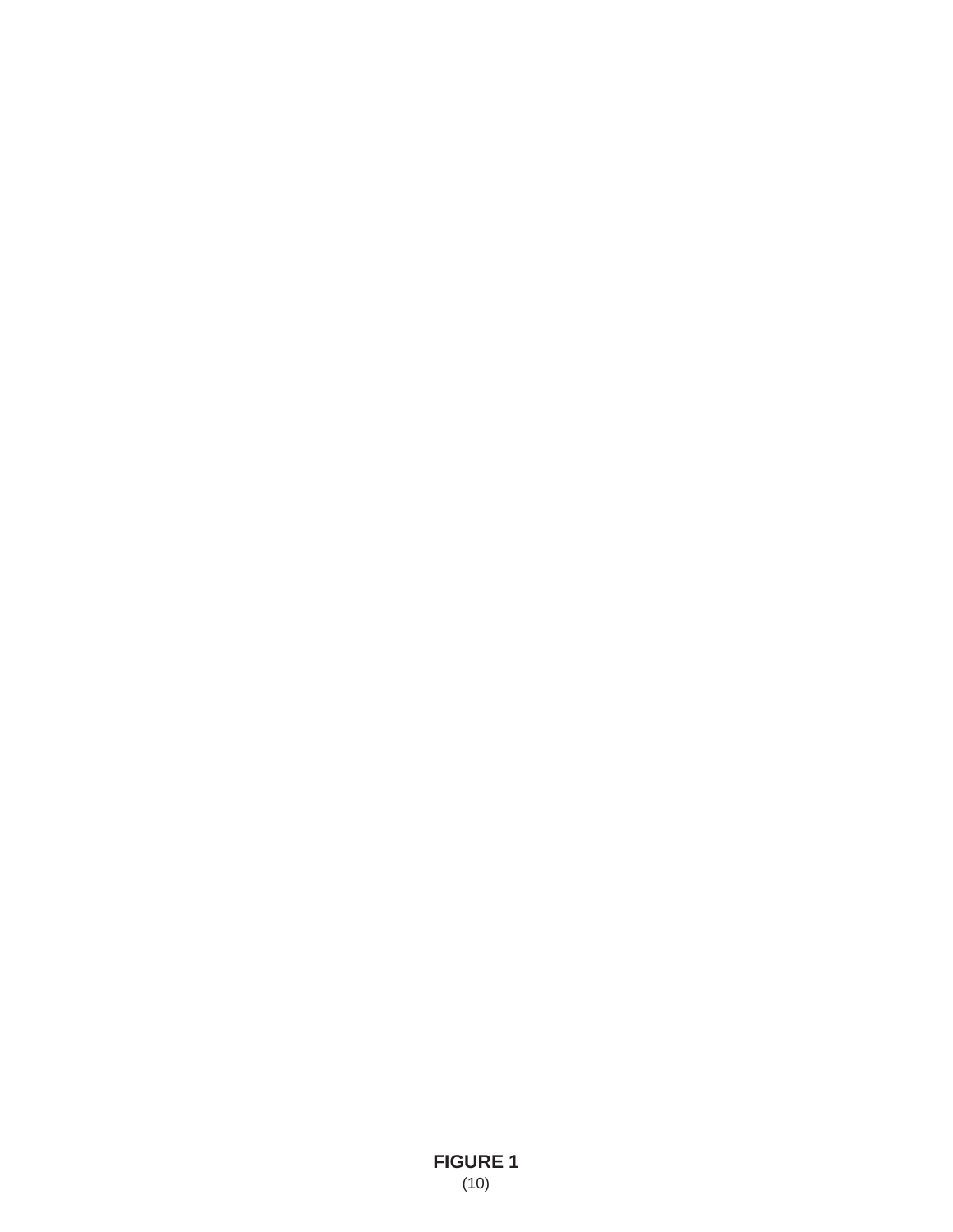**FIGURE 1**
(10)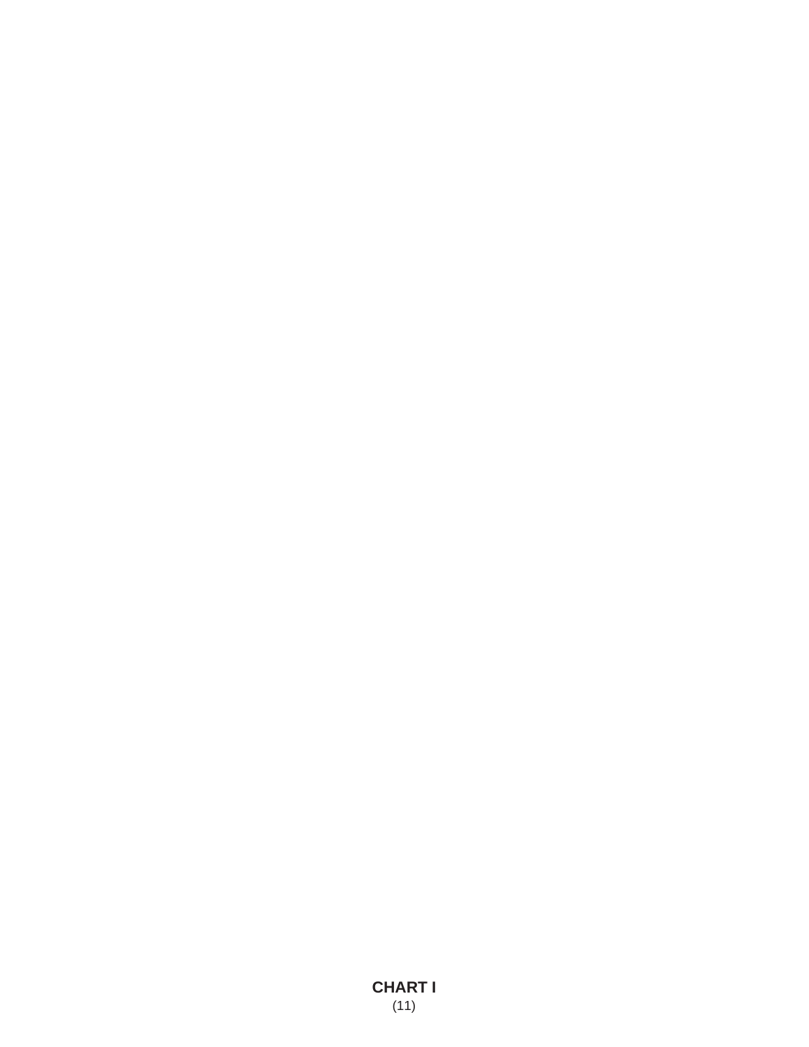**CHART I**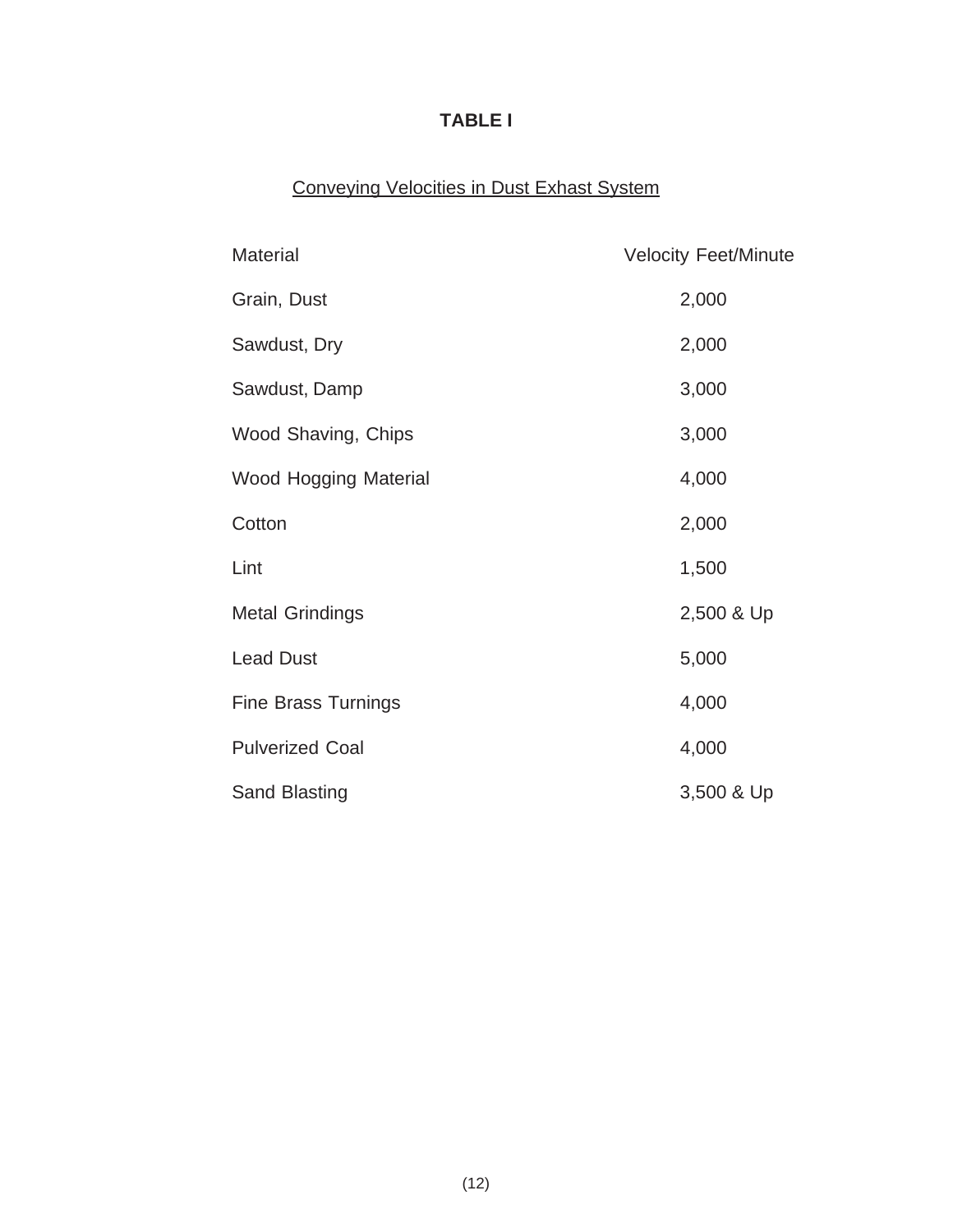# TABLE I

<u>Conveying Velocities in Dust Exhast System</u>

| Material | Velocity Feet/Minute |
| --- | --- |
| Grain, Dust | 2,000 |
| Sawdust, Dry | 2,000 |
| Sawdust, Damp | 3,000 |
| Wood Shaving, Chips | 3,000 |
| Wood Hogging Material | 4,000 |
| Cotton | 2,000 |
| Lint | 1,500 |
| Metal Grindings | 2,500 & Up |
| Lead Dust | 5,000 |
| Fine Brass Turnings | 4,000 |
| Pulverized Coal | 4,000 |
| Sand Blasting | 3,500 & Up |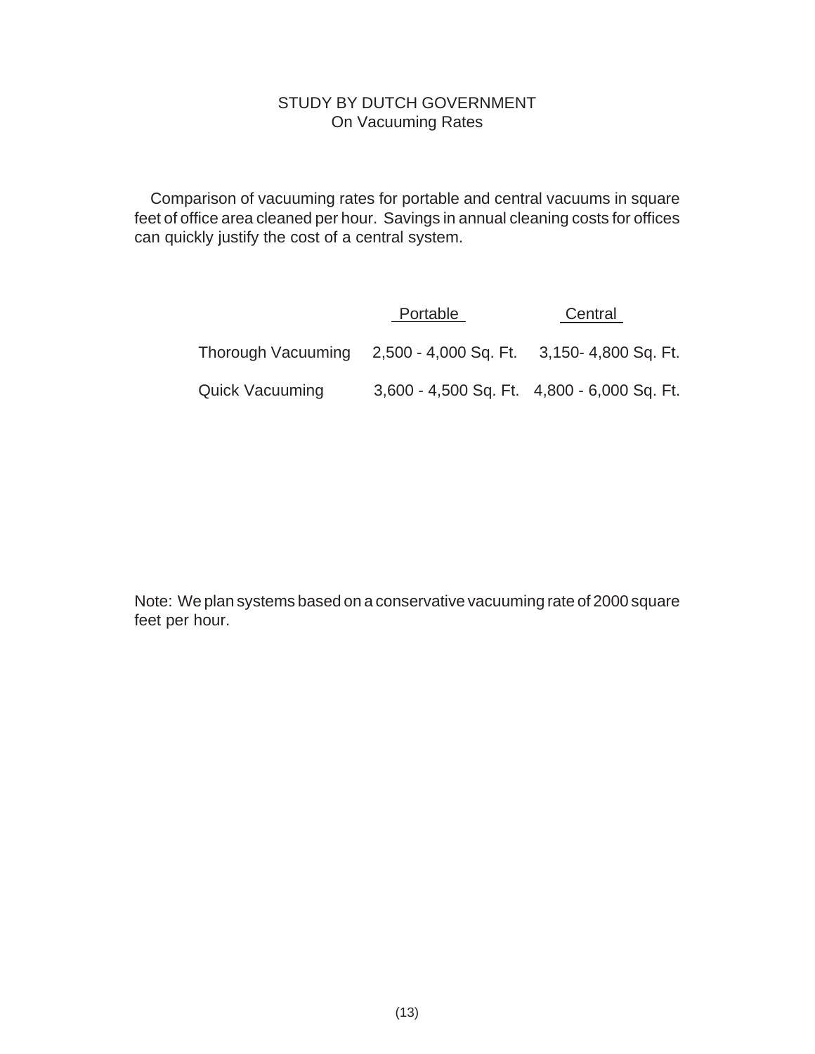# STUDY BY DUTCH GOVERNMENT
## On Vacuuming Rates

Comparison of vacuuming rates for portable and central vacuums in square feet of office area cleaned per hour. Savings in annual cleaning costs for offices can quickly justify the cost of a central system.

| | Portable | Central |
|---|---|---|
| Thorough Vacuuming | 2,500 - 4,000 Sq. Ft. | 3,150- 4,800 Sq. Ft. |
| Quick Vacuuming | 3,600 - 4,500 Sq. Ft. | 4,800 - 6,000 Sq. Ft. |

Note: We plan systems based on a conservative vacuuming rate of 2000 square feet per hour.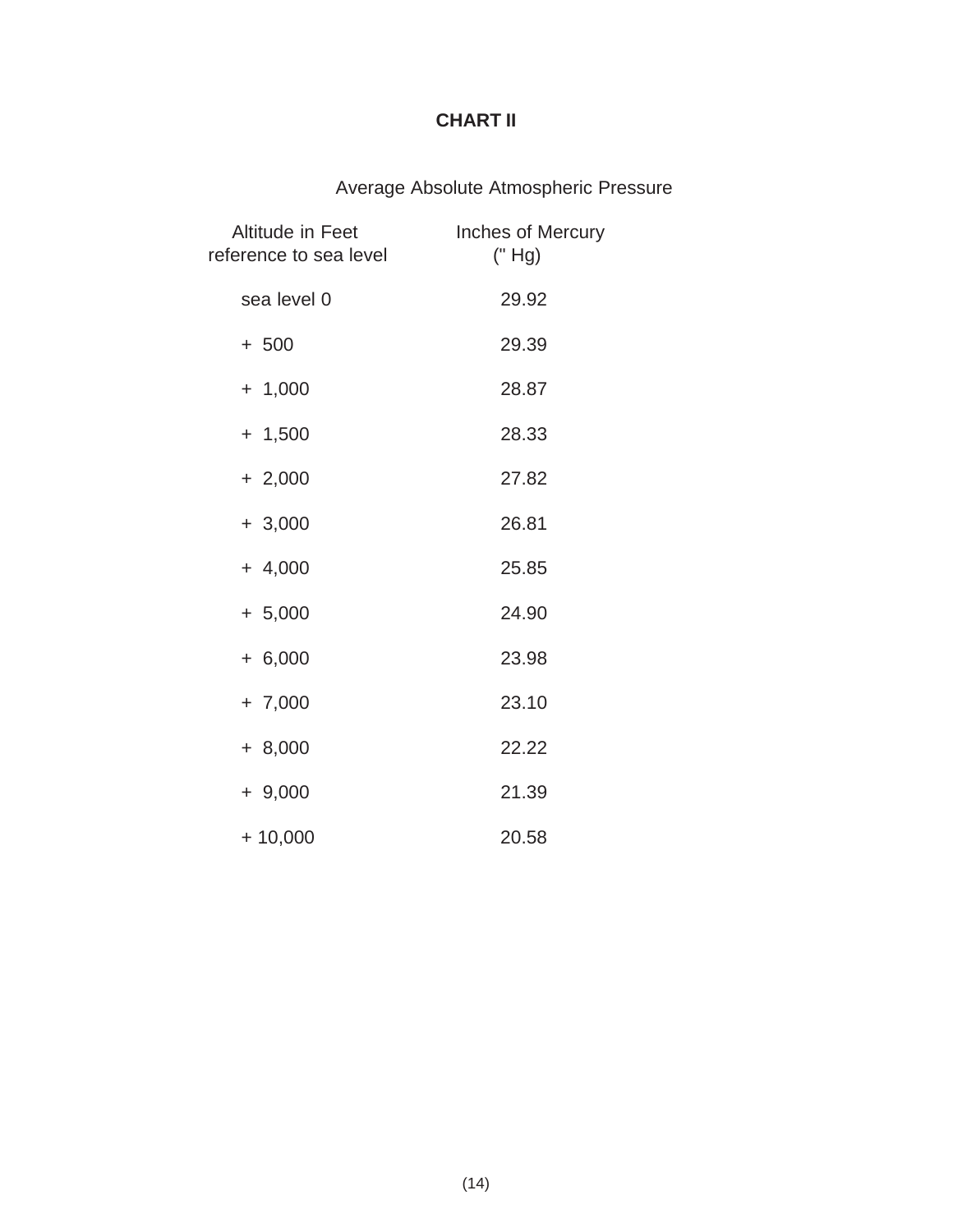# CHART II

Average Absolute Atmospheric Pressure

| Altitude in Feet reference to sea level | Inches of Mercury (" Hg) |
|---|---|
| sea level 0 | 29.92 |
| + 500 | 29.39 |
| + 1,000 | 28.87 |
| + 1,500 | 28.33 |
| + 2,000 | 27.82 |
| + 3,000 | 26.81 |
| + 4,000 | 25.85 |
| + 5,000 | 24.90 |
| + 6,000 | 23.98 |
| + 7,000 | 23.10 |
| + 8,000 | 22.22 |
| + 9,000 | 21.39 |
| + 10,000 | 20.58 |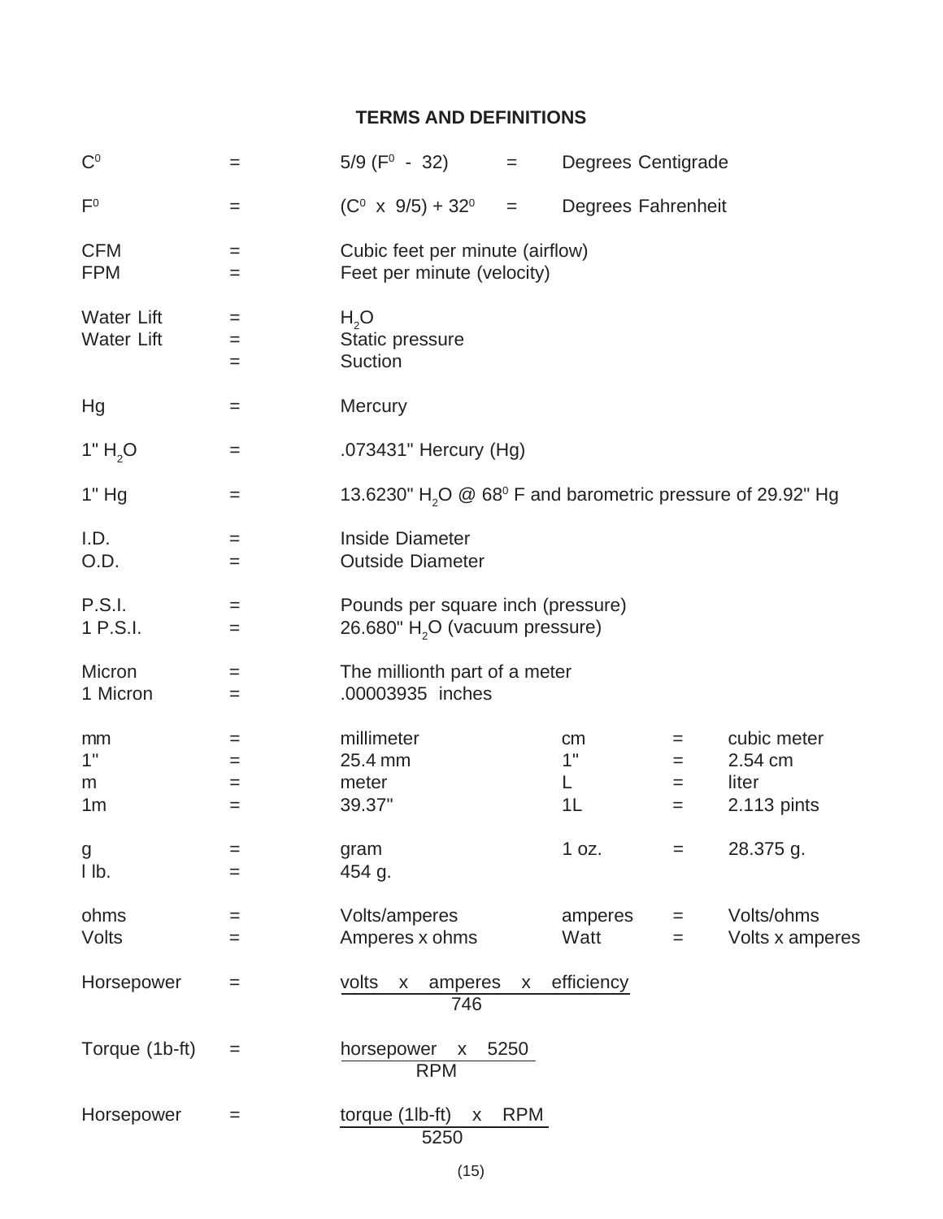## TERMS AND DEFINITIONS

| | | | | | |
|---|---|---|---|---|---|
| $C^0$ | = | $5/9 (F^0 - 32)$ | = | Degrees Centigrade | |
| $F^0$ | = | $(C^0 \times 9/5) + 32^0$ | = | Degrees Fahrenheit | |

CFM = Cubic feet per minute (airflow)
FPM = Feet per minute (velocity)

Water Lift = $H_2O$
Water Lift = Static pressure
= Suction

Hg = Mercury

1" $H_2O$ = .073431" Hercury (Hg)

1" Hg = 13.6230" $H_2O$ @ $68^0$ F and barometric pressure of 29.92" Hg

I.D. = Inside Diameter
O.D. = Outside Diameter

P.S.I. = Pounds per square inch (pressure)
1 P.S.I. = 26.680" $H_2O$ (vacuum pressure)

Micron = The millionth part of a meter
1 Micron = .00003935 inches

| | | | | | |
|---|---|---|---|---|---|
| mm | = | millimeter | cm | = | cubic meter |
| 1" | = | 25.4 mm | 1" | = | 2.54 cm |
| m | = | meter | L | = | liter |
| 1m | = | 39.37" | 1L | = | 2.113 pints |
| g | = | gram | 1 oz. | = | 28.375 g. |
| l lb. | = | 454 g. | | | |
| ohms | = | Volts/amperes | amperes | = | Volts/ohms |
| Volts | = | Amperes x ohms | Watt | = | Volts x amperes |

$$\text{Horsepower} = \frac{\text{volts} \times \text{amperes} \times \text{efficiency}}{746}$$

$$\text{Torque (1b-ft)} = \frac{\text{horsepower} \times 5250}{\text{RPM}}$$

$$\text{Horsepower} = \frac{\text{torque (1lb-ft)} \times \text{RPM}}{5250}$$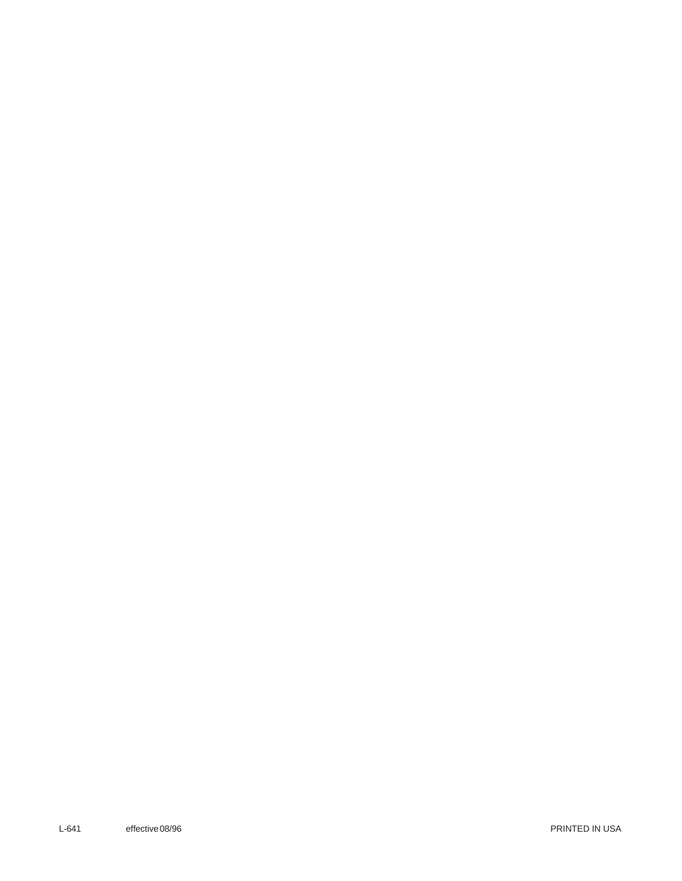L-641 effective 08/96 PRINTED IN USA